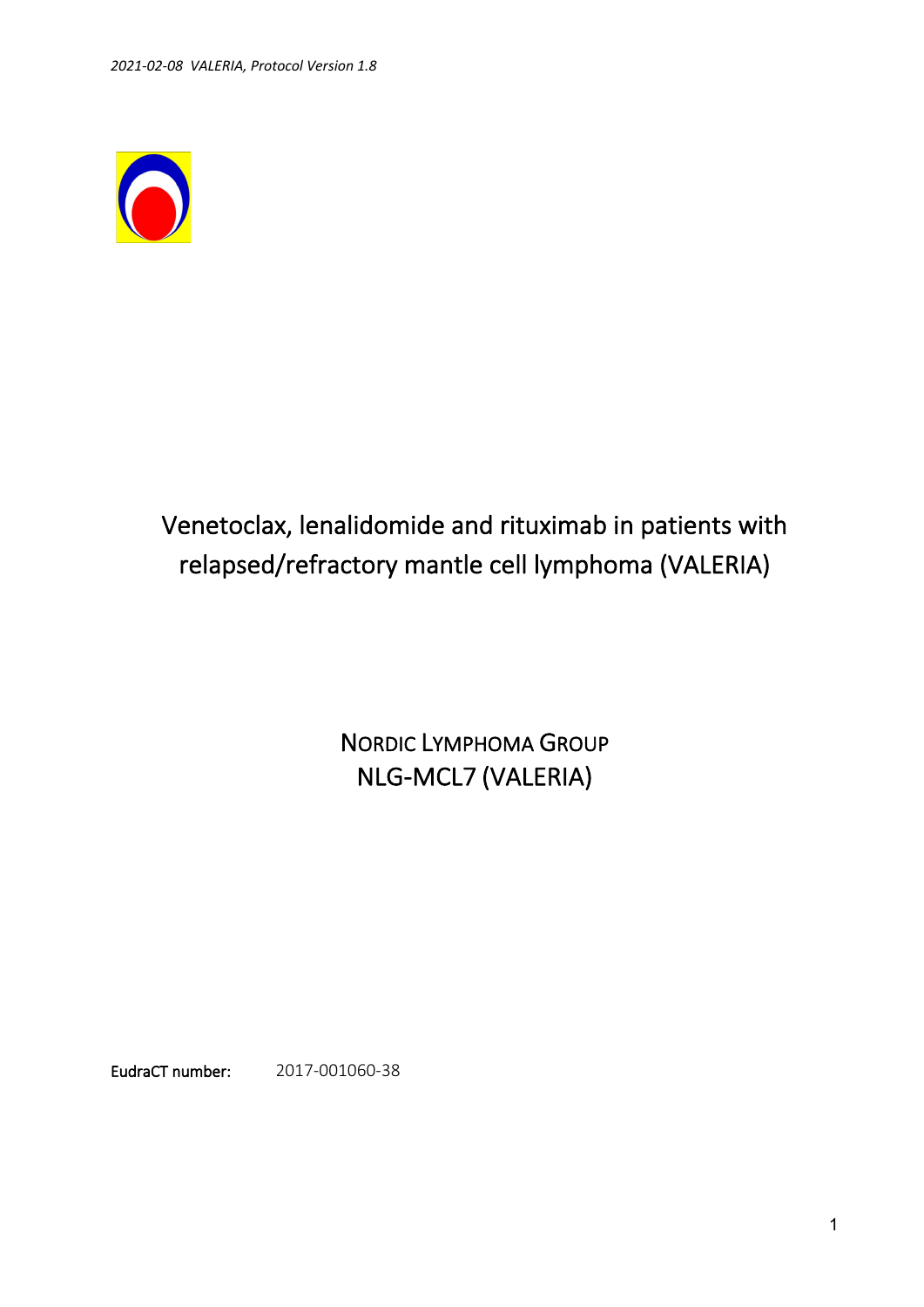# Venetoclax, lenalidomide and rituximab in patients with relapsed/refractory mantle cell lymphoma (VALERIA)

NORDIC LYMPHOMA GROUP
NLG-MCL7 (VALERIA)

**EudraCT number:** 2017-001060-38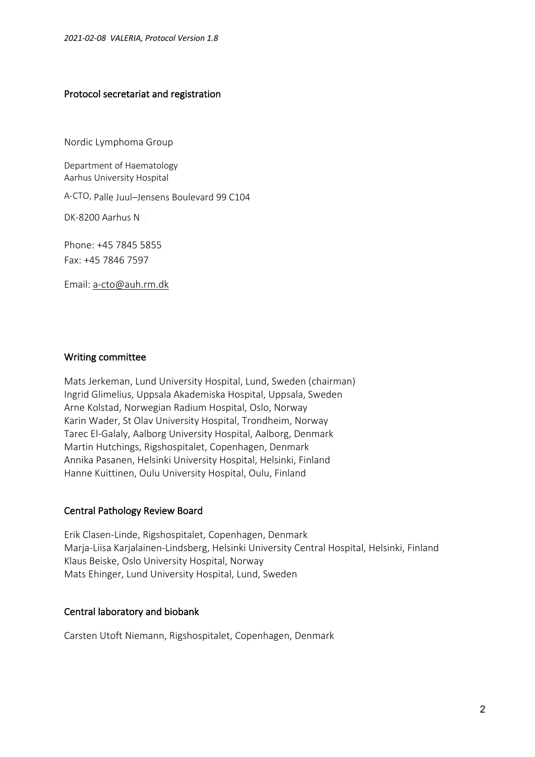## Protocol secretariat and registration

Nordic Lymphoma Group

Department of Haematology
Aarhus University Hospital

A-CTO, Palle Juul–Jensens Boulevard 99 C104

DK-8200 Aarhus N

Phone: +45 7845 5855
Fax: +45 7846 7597

Email: a-cto@auh.rm.dk

## Writing committee

Mats Jerkeman, Lund University Hospital, Lund, Sweden (chairman)
Ingrid Glimelius, Uppsala Akademiska Hospital, Uppsala, Sweden
Arne Kolstad, Norwegian Radium Hospital, Oslo, Norway
Karin Wader, St Olav University Hospital, Trondheim, Norway
Tarec El-Galaly, Aalborg University Hospital, Aalborg, Denmark
Martin Hutchings, Rigshospitalet, Copenhagen, Denmark
Annika Pasanen, Helsinki University Hospital, Helsinki, Finland
Hanne Kuittinen, Oulu University Hospital, Oulu, Finland

## Central Pathology Review Board

Erik Clasen-Linde, Rigshospitalet, Copenhagen, Denmark
Marja-Liisa Karjalainen-Lindsberg, Helsinki University Central Hospital, Helsinki, Finland
Klaus Beiske, Oslo University Hospital, Norway
Mats Ehinger, Lund University Hospital, Lund, Sweden

## Central laboratory and biobank

Carsten Utoft Niemann, Rigshospitalet, Copenhagen, Denmark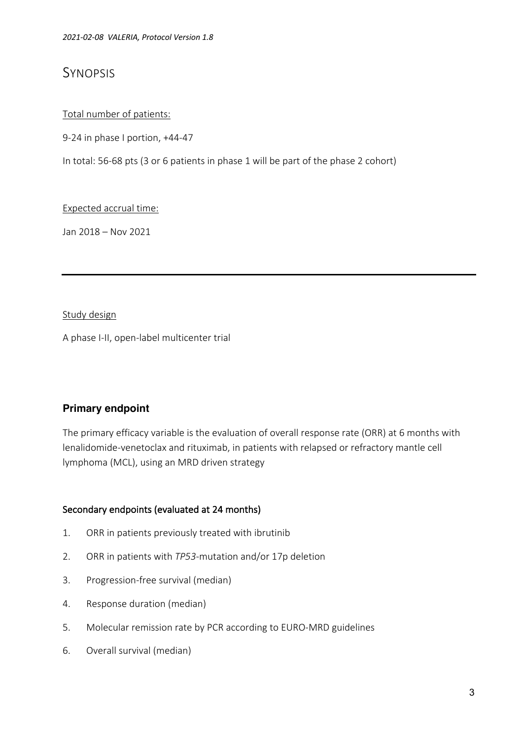# Synopsis

Total number of patients:

9-24 in phase I portion, +44-47

In total: 56-68 pts (3 or 6 patients in phase 1 will be part of the phase 2 cohort)

Expected accrual time:

Jan 2018 – Nov 2021

---

Study design

A phase I-II, open-label multicenter trial

## Primary endpoint

The primary efficacy variable is the evaluation of overall response rate (ORR) at 6 months with lenalidomide-venetoclax and rituximab, in patients with relapsed or refractory mantle cell lymphoma (MCL), using an MRD driven strategy

### Secondary endpoints (evaluated at 24 months)

1. ORR in patients previously treated with ibrutinib
2. ORR in patients with *TP53*-mutation and/or 17p deletion
3. Progression-free survival (median)
4. Response duration (median)
5. Molecular remission rate by PCR according to EURO-MRD guidelines
6. Overall survival (median)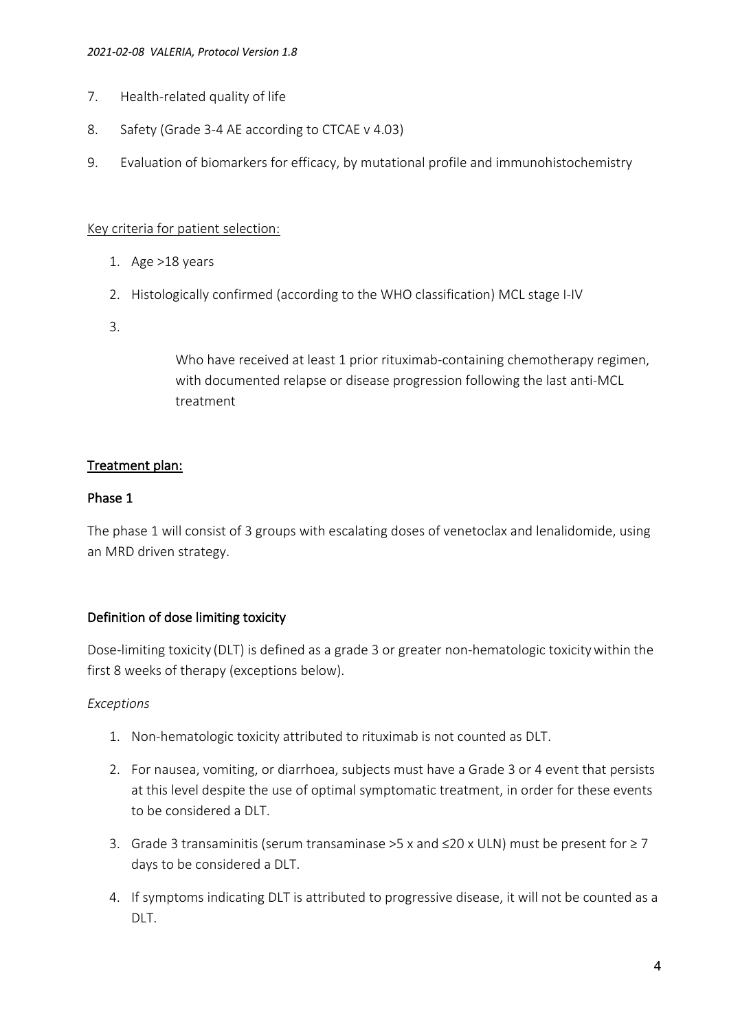7. Health-related quality of life
8. Safety (Grade 3-4 AE according to CTCAE v 4.03)
9. Evaluation of biomarkers for efficacy, by mutational profile and immunohistochemistry

Key criteria for patient selection:

1. Age >18 years
2. Histologically confirmed (according to the WHO classification) MCL stage I-IV
3. 

    Who have received at least 1 prior rituximab-containing chemotherapy regimen, with documented relapse or disease progression following the last anti-MCL treatment

## Treatment plan:

### Phase 1

The phase 1 will consist of 3 groups with escalating doses of venetoclax and lenalidomide, using an MRD driven strategy.

### Definition of dose limiting toxicity

Dose-limiting toxicity (DLT) is defined as a grade 3 or greater non-hematologic toxicity within the first 8 weeks of therapy (exceptions below).

*Exceptions*

1. Non-hematologic toxicity attributed to rituximab is not counted as DLT.
2. For nausea, vomiting, or diarrhoea, subjects must have a Grade 3 or 4 event that persists at this level despite the use of optimal symptomatic treatment, in order for these events to be considered a DLT.
3. Grade 3 transaminitis (serum transaminase >5 x and ≤20 x ULN) must be present for ≥ 7 days to be considered a DLT.
4. If symptoms indicating DLT is attributed to progressive disease, it will not be counted as a DLT.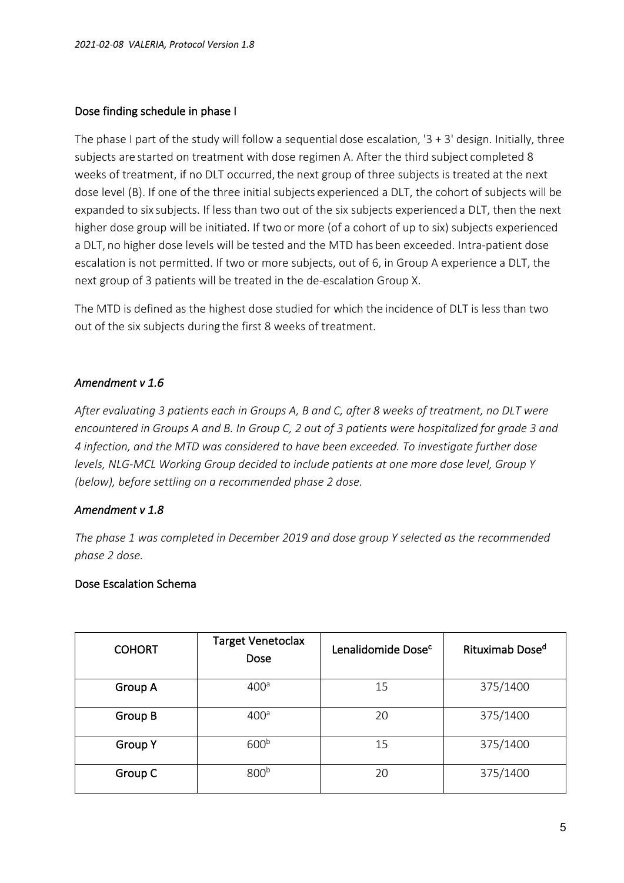## Dose finding schedule in phase I

The phase I part of the study will follow a sequential dose escalation, '3 + 3' design. Initially, three subjects are started on treatment with dose regimen A. After the third subject completed 8 weeks of treatment, if no DLT occurred, the next group of three subjects is treated at the next dose level (B). If one of the three initial subjects experienced a DLT, the cohort of subjects will be expanded to six subjects. If less than two out of the six subjects experienced a DLT, then the next higher dose group will be initiated. If two or more (of a cohort of up to six) subjects experienced a DLT, no higher dose levels will be tested and the MTD has been exceeded. Intra-patient dose escalation is not permitted. If two or more subjects, out of 6, in Group A experience a DLT, the next group of 3 patients will be treated in the de-escalation Group X.

The MTD is defined as the highest dose studied for which the incidence of DLT is less than two out of the six subjects during the first 8 weeks of treatment.

### *Amendment v 1.6*

*After evaluating 3 patients each in Groups A, B and C, after 8 weeks of treatment, no DLT were encountered in Groups A and B. In Group C, 2 out of 3 patients were hospitalized for grade 3 and 4 infection, and the MTD was considered to have been exceeded. To investigate further dose levels, NLG-MCL Working Group decided to include patients at one more dose level, Group Y (below), before settling on a recommended phase 2 dose.*

### *Amendment v 1.8*

*The phase 1 was completed in December 2019 and dose group Y selected as the recommended phase 2 dose.*

## Dose Escalation Schema

| COHORT | Target Venetoclax Dose | Lenalidomide Dose[c] | Rituximab Dose[d] |
|---|---|---|---|
| Group A | 400[a] | 15 | 375/1400 |
| Group B | 400[a] | 20 | 375/1400 |
| Group Y | 600[b] | 15 | 375/1400 |
| Group C | 800[b] | 20 | 375/1400 |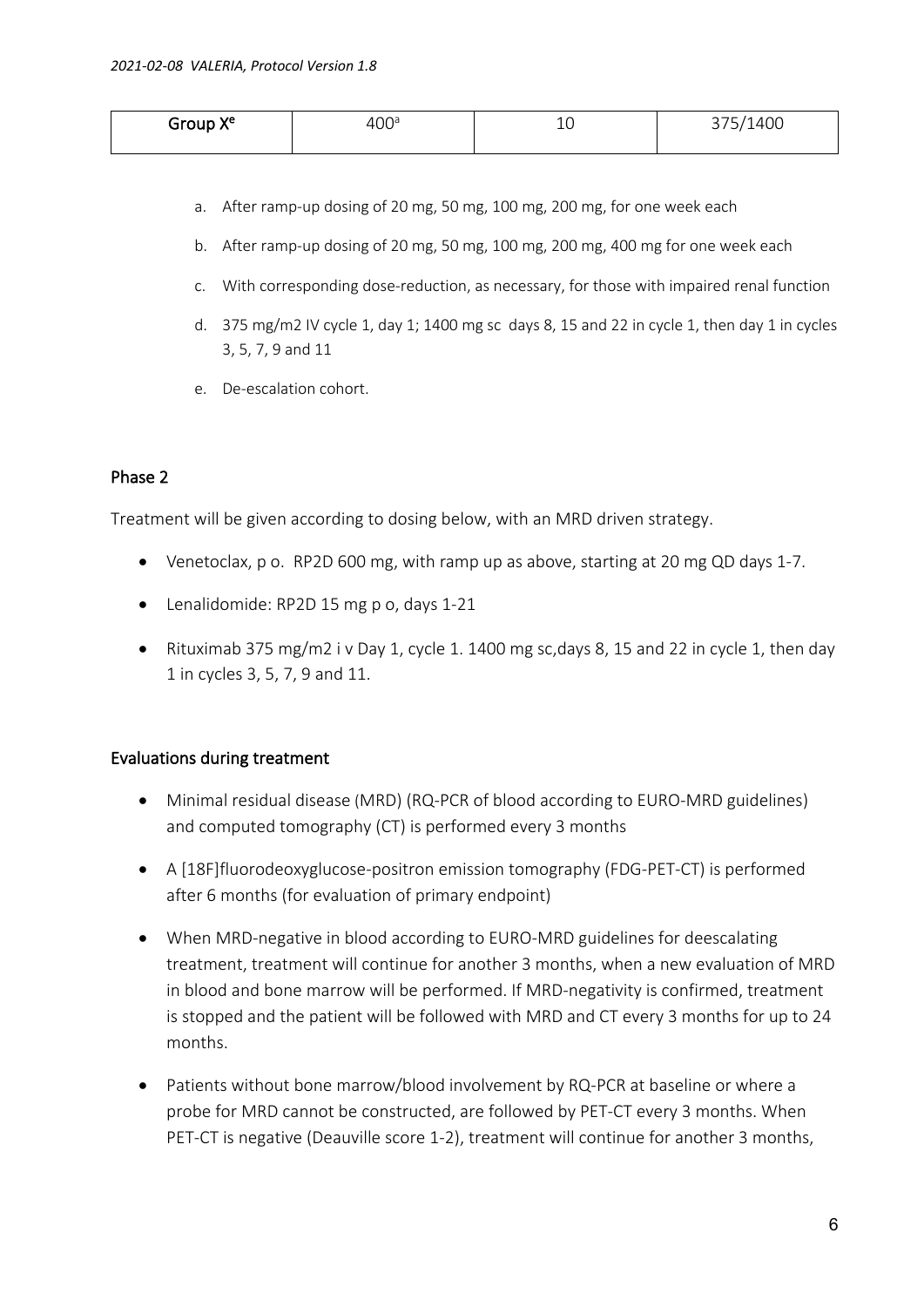| Group X[e] | 400[a] | 10 | 375/1400 |
|---|---|---|---|

a. After ramp-up dosing of 20 mg, 50 mg, 100 mg, 200 mg, for one week each

b. After ramp-up dosing of 20 mg, 50 mg, 100 mg, 200 mg, 400 mg for one week each

c. With corresponding dose-reduction, as necessary, for those with impaired renal function

d. 375 mg/m2 IV cycle 1, day 1; 1400 mg sc days 8, 15 and 22 in cycle 1, then day 1 in cycles 3, 5, 7, 9 and 11

e. De-escalation cohort.

## Phase 2

Treatment will be given according to dosing below, with an MRD driven strategy.

- Venetoclax, p o. RP2D 600 mg, with ramp up as above, starting at 20 mg QD days 1-7.
- Lenalidomide: RP2D 15 mg p o, days 1-21
- Rituximab 375 mg/m2 i v Day 1, cycle 1. 1400 mg sc,days 8, 15 and 22 in cycle 1, then day 1 in cycles 3, 5, 7, 9 and 11.

## Evaluations during treatment

- Minimal residual disease (MRD) (RQ-PCR of blood according to EURO-MRD guidelines) and computed tomography (CT) is performed every 3 months
- A [18F]fluorodeoxyglucose-positron emission tomography (FDG-PET-CT) is performed after 6 months (for evaluation of primary endpoint)
- When MRD-negative in blood according to EURO-MRD guidelines for deescalating treatment, treatment will continue for another 3 months, when a new evaluation of MRD in blood and bone marrow will be performed. If MRD-negativity is confirmed, treatment is stopped and the patient will be followed with MRD and CT every 3 months for up to 24 months.
- Patients without bone marrow/blood involvement by RQ-PCR at baseline or where a probe for MRD cannot be constructed, are followed by PET-CT every 3 months. When PET-CT is negative (Deauville score 1-2), treatment will continue for another 3 months,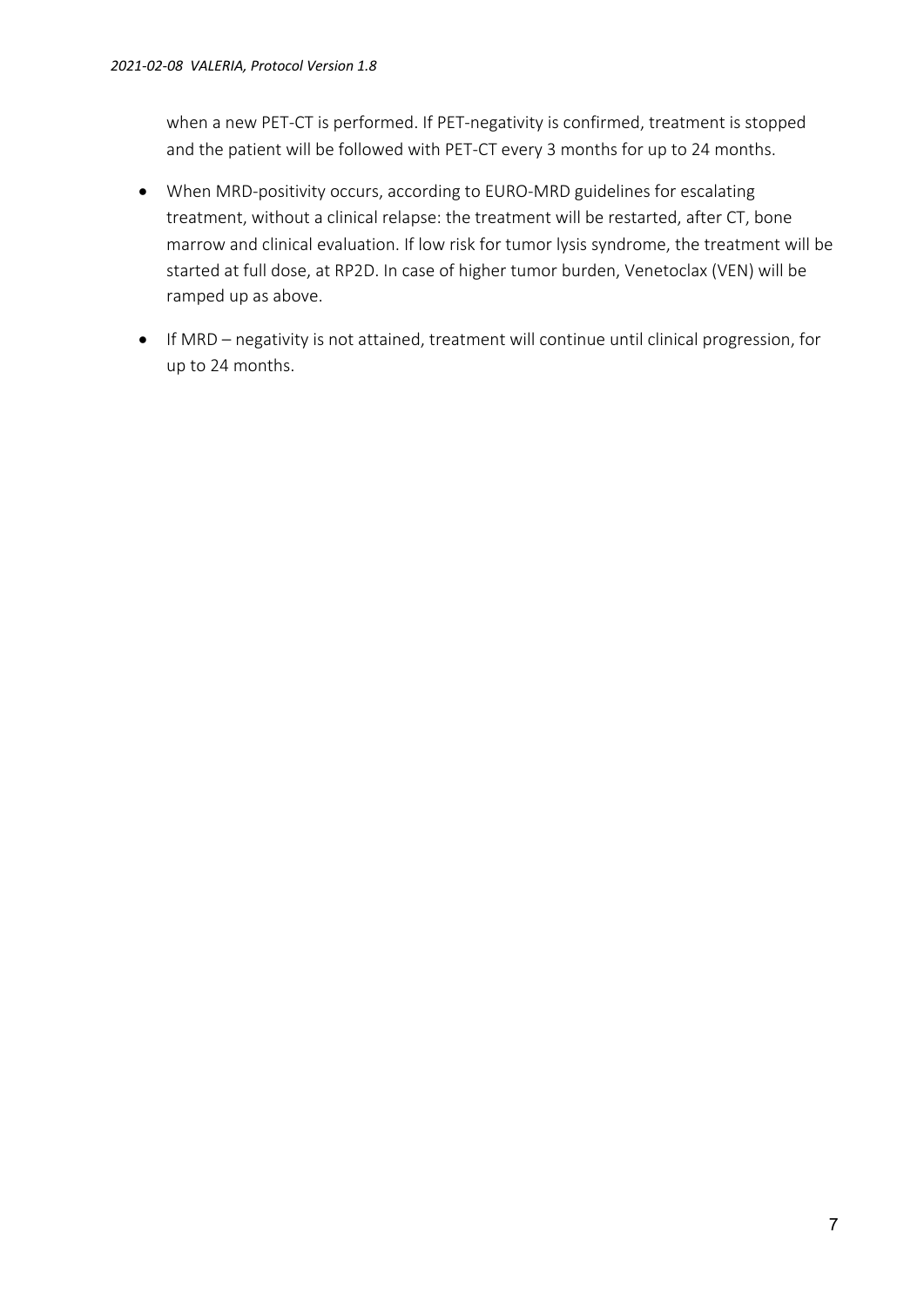when a new PET-CT is performed. If PET-negativity is confirmed, treatment is stopped and the patient will be followed with PET-CT every 3 months for up to 24 months.

- When MRD-positivity occurs, according to EURO-MRD guidelines for escalating treatment, without a clinical relapse: the treatment will be restarted, after CT, bone marrow and clinical evaluation. If low risk for tumor lysis syndrome, the treatment will be started at full dose, at RP2D. In case of higher tumor burden, Venetoclax (VEN) will be ramped up as above.
- If MRD – negativity is not attained, treatment will continue until clinical progression, for up to 24 months.